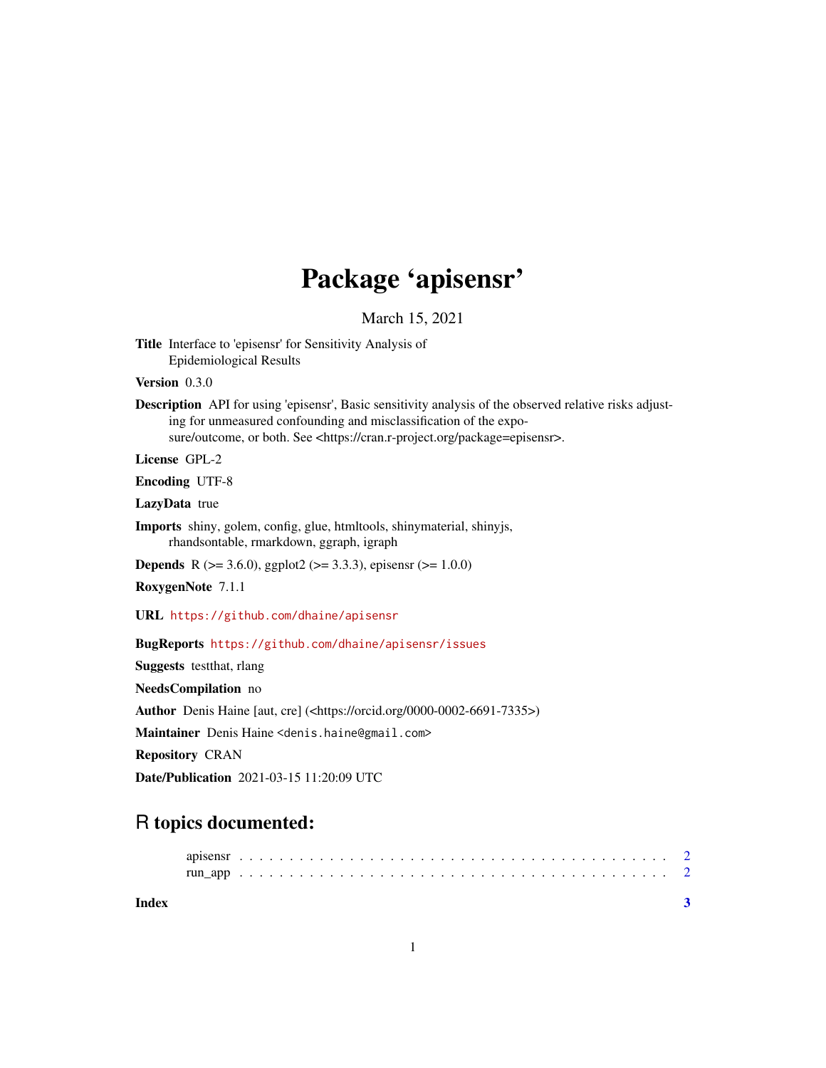# Package 'apisensr'

March 15, 2021

**Title** Interface to 'episensr' for Sensitivity Analysis of Epidemiological Results

**Version** 0.3.0

**Description** API for using 'episensr', Basic sensitivity analysis of the observed relative risks adjusting for unmeasured confounding and misclassification of the exposure/outcome, or both. See <https://cran.r-project.org/package=episensr>.

**License** GPL-2

**Encoding** UTF-8

**LazyData** true

**Imports** shiny, golem, config, glue, htmltools, shinymaterial, shinyjs, rhandsontable, rmarkdown, ggraph, igraph

**Depends** R (>= 3.6.0), ggplot2 (>= 3.3.3), episensr (>= 1.0.0)

**RoxygenNote** 7.1.1

**URL** https://github.com/dhaine/apisensr

**BugReports** https://github.com/dhaine/apisensr/issues

**Suggests** testthat, rlang

**NeedsCompilation** no

**Author** Denis Haine [aut, cre] (<https://orcid.org/0000-0002-6691-7335>)

**Maintainer** Denis Haine <denis.haine@gmail.com>

**Repository** CRAN

**Date/Publication** 2021-03-15 11:20:09 UTC

## R topics documented:

- apisensr . . . . . . . . . . . . . . . . . . . . . . . . . . . . . . . . . . . . . . . . . . 2
- run_app . . . . . . . . . . . . . . . . . . . . . . . . . . . . . . . . . . . . . . . . . . 2

**Index** 3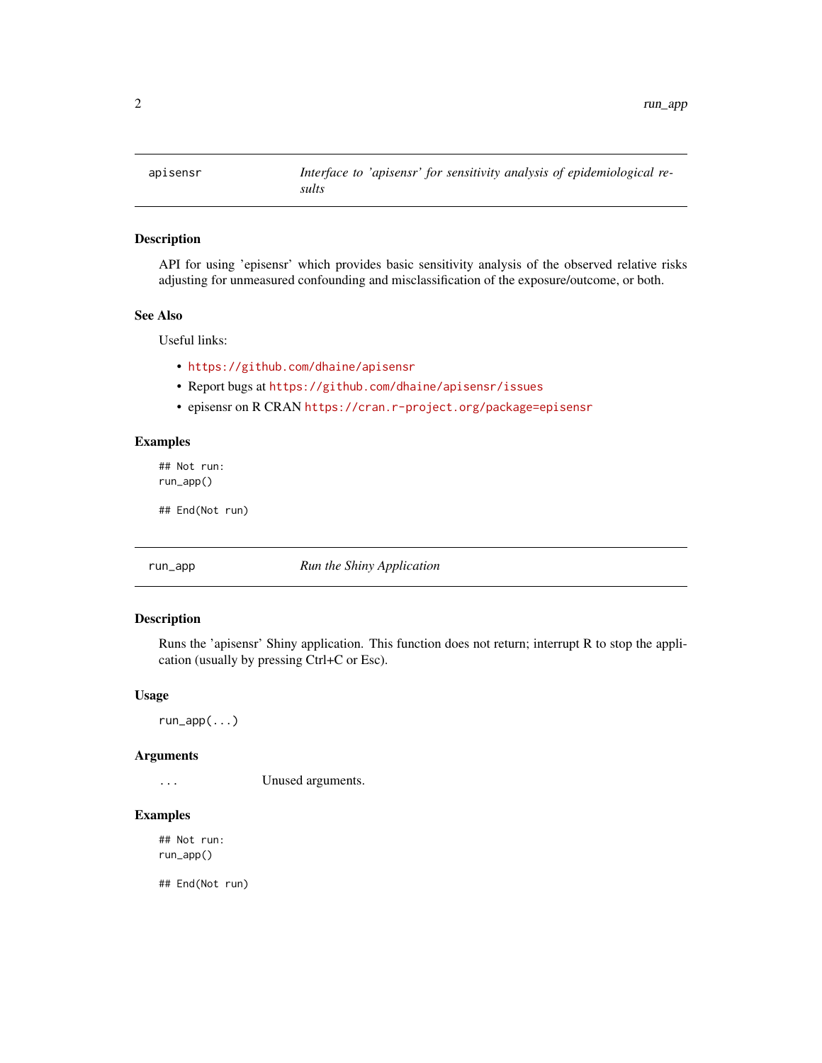| apisensr | *Interface to 'apisensr' for sensitivity analysis of epidemiological results* |
|---|---|

## Description

API for using 'episensr' which provides basic sensitivity analysis of the observed relative risks adjusting for unmeasured confounding and misclassification of the exposure/outcome, or both.

## See Also

Useful links:

- https://github.com/dhaine/apisensr
- Report bugs at https://github.com/dhaine/apisensr/issues
- episensr on R CRAN https://cran.r-project.org/package=episensr

## Examples

```
## Not run:
run_app()

## End(Not run)
```

| run_app | *Run the Shiny Application* |
|---|---|

## Description

Runs the 'apisensr' Shiny application. This function does not return; interrupt R to stop the application (usually by pressing Ctrl+C or Esc).

## Usage

```
run_app(...)
```

## Arguments

| ... | Unused arguments. |
|---|---|

## Examples

```
## Not run:
run_app()

## End(Not run)
```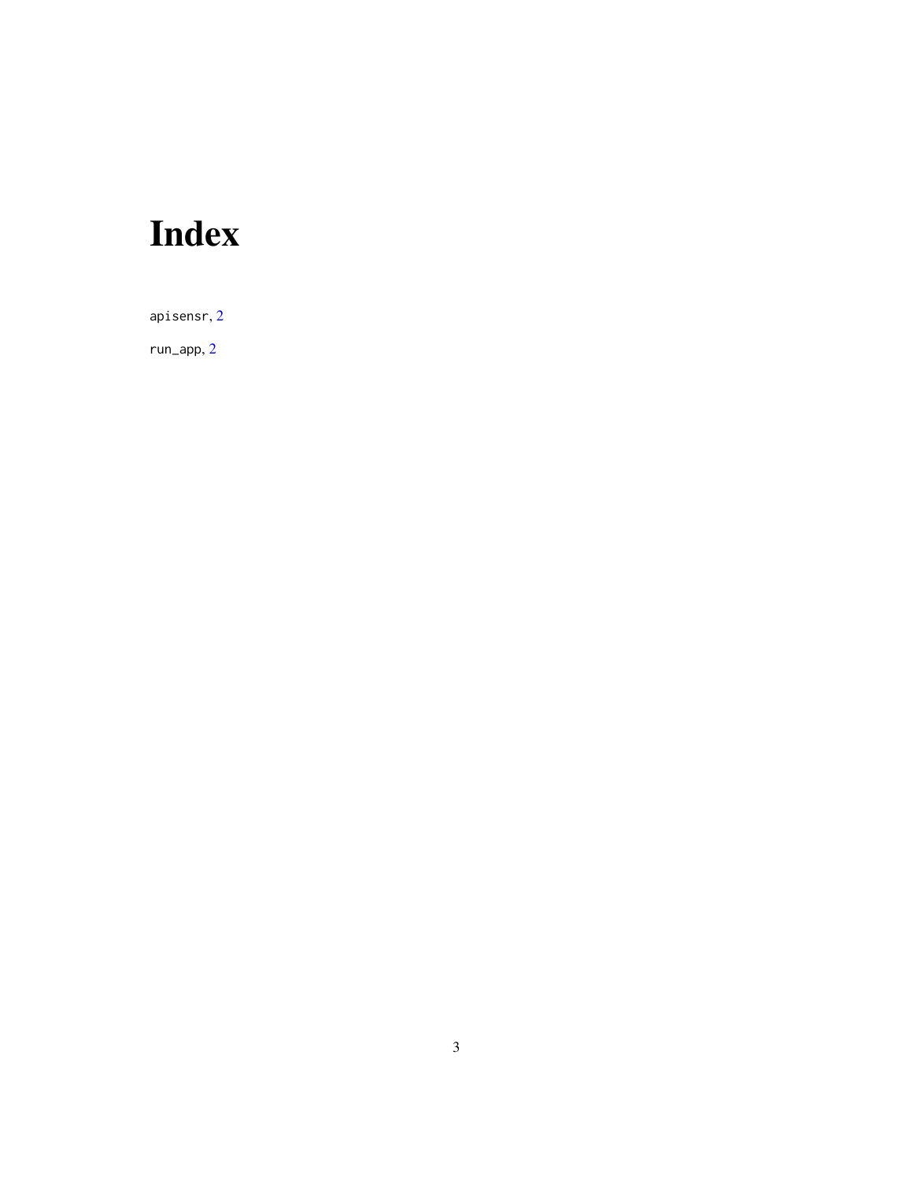# Index

apisensr, 2

run_app, 2